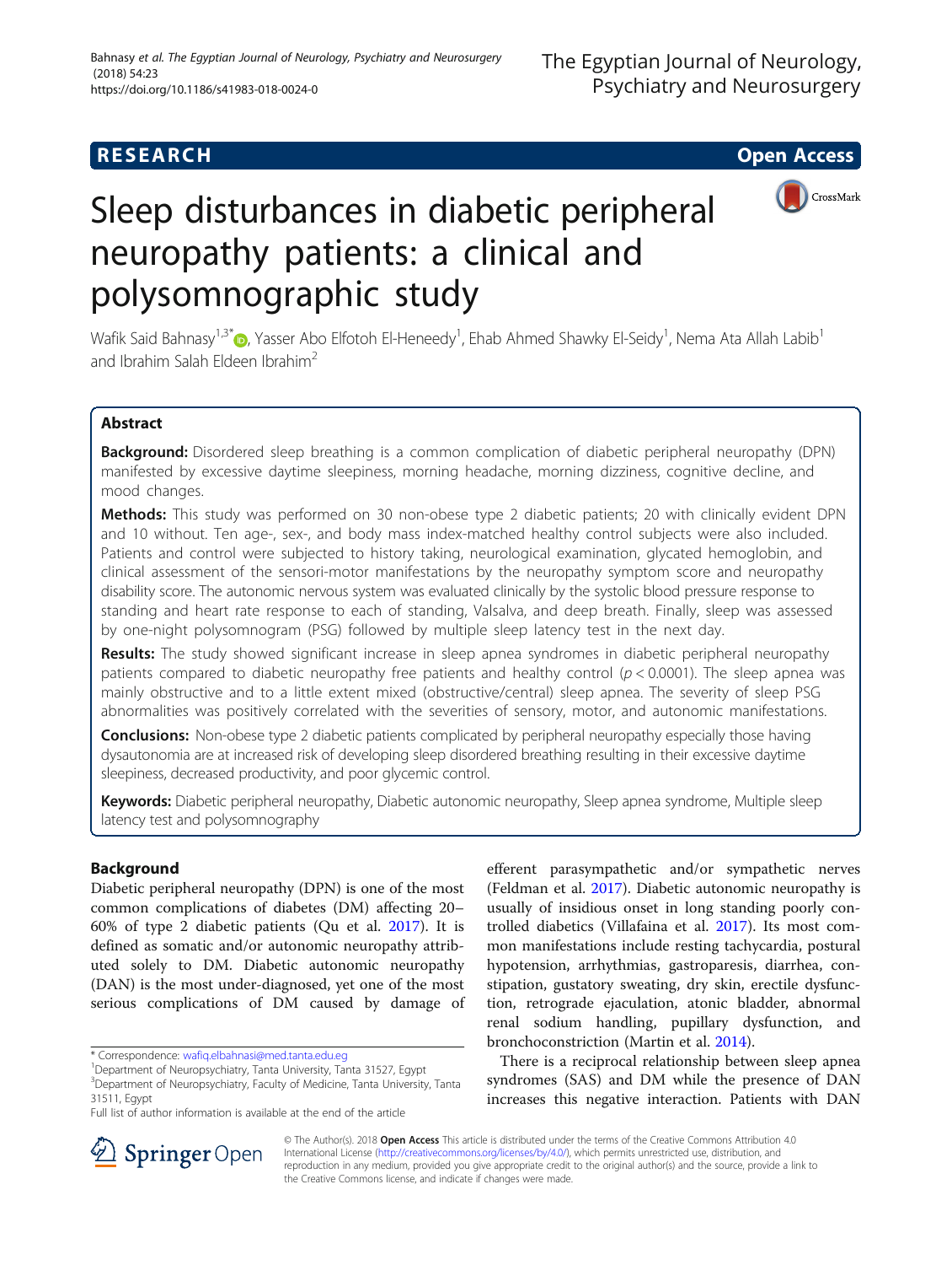RESEARCH

Open Access

# Sleep disturbances in diabetic peripheral neuropathy patients: a clinical and polysomnographic study

Wafik Said Bahnasy[1,3*], Yasser Abo Elfotoh El-Heneedy[1], Ehab Ahmed Shawky El-Seidy[1], Nema Ata Allah Labib[1] and Ibrahim Salah Eldeen Ibrahim[2]

## Abstract

**Background:** Disordered sleep breathing is a common complication of diabetic peripheral neuropathy (DPN) manifested by excessive daytime sleepiness, morning headache, morning dizziness, cognitive decline, and mood changes.

**Methods:** This study was performed on 30 non-obese type 2 diabetic patients; 20 with clinically evident DPN and 10 without. Ten age-, sex-, and body mass index-matched healthy control subjects were also included. Patients and control were subjected to history taking, neurological examination, glycated hemoglobin, and clinical assessment of the sensori-motor manifestations by the neuropathy symptom score and neuropathy disability score. The autonomic nervous system was evaluated clinically by the systolic blood pressure response to standing and heart rate response to each of standing, Valsalva, and deep breath. Finally, sleep was assessed by one-night polysomnogram (PSG) followed by multiple sleep latency test in the next day.

**Results:** The study showed significant increase in sleep apnea syndromes in diabetic peripheral neuropathy patients compared to diabetic neuropathy free patients and healthy control ($p < 0.0001$). The sleep apnea was mainly obstructive and to a little extent mixed (obstructive/central) sleep apnea. The severity of sleep PSG abnormalities was positively correlated with the severities of sensory, motor, and autonomic manifestations.

**Conclusions:** Non-obese type 2 diabetic patients complicated by peripheral neuropathy especially those having dysautonomia are at increased risk of developing sleep disordered breathing resulting in their excessive daytime sleepiness, decreased productivity, and poor glycemic control.

**Keywords:** Diabetic peripheral neuropathy, Diabetic autonomic neuropathy, Sleep apnea syndrome, Multiple sleep latency test and polysomnography

## Background

Diabetic peripheral neuropathy (DPN) is one of the most common complications of diabetes (DM) affecting 20–60% of type 2 diabetic patients (Qu et al. 2017). It is defined as somatic and/or autonomic neuropathy attributed solely to DM. Diabetic autonomic neuropathy (DAN) is the most under-diagnosed, yet one of the most serious complications of DM caused by damage of efferent parasympathetic and/or sympathetic nerves (Feldman et al. 2017). Diabetic autonomic neuropathy is usually of insidious onset in long standing poorly controlled diabetics (Villafaina et al. 2017). Its most common manifestations include resting tachycardia, postural hypotension, arrhythmias, gastroparesis, diarrhea, constipation, gustatory sweating, dry skin, erectile dysfunction, retrograde ejaculation, atonic bladder, abnormal renal sodium handling, pupillary dysfunction, and bronchoconstriction (Martin et al. 2014).

There is a reciprocal relationship between sleep apnea syndromes (SAS) and DM while the presence of DAN increases this negative interaction. Patients with DAN

* Correspondence: wafiq.elbahnasi@med.tanta.edu.eg
[1]Department of Neuropsychiatry, Tanta University, Tanta 31527, Egypt
[3]Department of Neuropsychiatry, Faculty of Medicine, Tanta University, Tanta 31511, Egypt
Full list of author information is available at the end of the article

© The Author(s). 2018 **Open Access** This article is distributed under the terms of the Creative Commons Attribution 4.0 International License (http://creativecommons.org/licenses/by/4.0/), which permits unrestricted use, distribution, and reproduction in any medium, provided you give appropriate credit to the original author(s) and the source, provide a link to the Creative Commons license, and indicate if changes were made.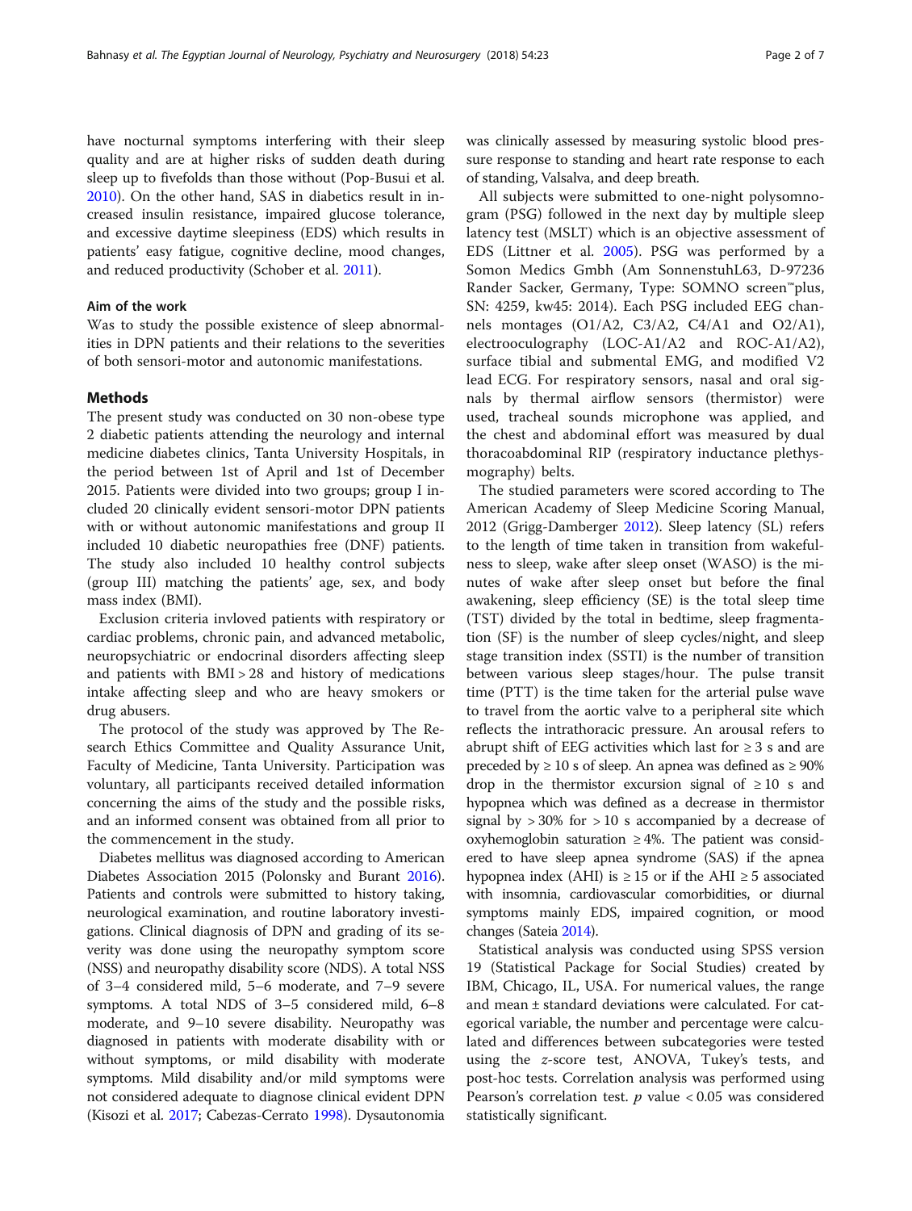have nocturnal symptoms interfering with their sleep quality and are at higher risks of sudden death during sleep up to fivefolds than those without (Pop-Busui et al. 2010). On the other hand, SAS in diabetics result in increased insulin resistance, impaired glucose tolerance, and excessive daytime sleepiness (EDS) which results in patients' easy fatigue, cognitive decline, mood changes, and reduced productivity (Schober et al. 2011).

### Aim of the work

Was to study the possible existence of sleep abnormalities in DPN patients and their relations to the severities of both sensori-motor and autonomic manifestations.

## Methods

The present study was conducted on 30 non-obese type 2 diabetic patients attending the neurology and internal medicine diabetes clinics, Tanta University Hospitals, in the period between 1st of April and 1st of December 2015. Patients were divided into two groups; group I included 20 clinically evident sensori-motor DPN patients with or without autonomic manifestations and group II included 10 diabetic neuropathies free (DNF) patients. The study also included 10 healthy control subjects (group III) matching the patients' age, sex, and body mass index (BMI).

Exclusion criteria invloved patients with respiratory or cardiac problems, chronic pain, and advanced metabolic, neuropsychiatric or endocrinal disorders affecting sleep and patients with BMI > 28 and history of medications intake affecting sleep and who are heavy smokers or drug abusers.

The protocol of the study was approved by The Research Ethics Committee and Quality Assurance Unit, Faculty of Medicine, Tanta University. Participation was voluntary, all participants received detailed information concerning the aims of the study and the possible risks, and an informed consent was obtained from all prior to the commencement in the study.

Diabetes mellitus was diagnosed according to American Diabetes Association 2015 (Polonsky and Burant 2016). Patients and controls were submitted to history taking, neurological examination, and routine laboratory investigations. Clinical diagnosis of DPN and grading of its severity was done using the neuropathy symptom score (NSS) and neuropathy disability score (NDS). A total NSS of 3–4 considered mild, 5–6 moderate, and 7–9 severe symptoms. A total NDS of 3–5 considered mild, 6–8 moderate, and 9–10 severe disability. Neuropathy was diagnosed in patients with moderate disability with or without symptoms, or mild disability with moderate symptoms. Mild disability and/or mild symptoms were not considered adequate to diagnose clinical evident DPN (Kisozi et al. 2017; Cabezas-Cerrato 1998). Dysautonomia was clinically assessed by measuring systolic blood pressure response to standing and heart rate response to each of standing, Valsalva, and deep breath.

All subjects were submitted to one-night polysomnogram (PSG) followed in the next day by multiple sleep latency test (MSLT) which is an objective assessment of EDS (Littner et al. 2005). PSG was performed by a Somon Medics Gmbh (Am SonnenstuhL63, D-97236 Rander Sacker, Germany, Type: SOMNO screen™plus, SN: 4259, kw45: 2014). Each PSG included EEG channels montages (O1/A2, C3/A2, C4/A1 and O2/A1), electrooculography (LOC-A1/A2 and ROC-A1/A2), surface tibial and submental EMG, and modified V2 lead ECG. For respiratory sensors, nasal and oral signals by thermal airflow sensors (thermistor) were used, tracheal sounds microphone was applied, and the chest and abdominal effort was measured by dual thoracoabdominal RIP (respiratory inductance plethysmography) belts.

The studied parameters were scored according to The American Academy of Sleep Medicine Scoring Manual, 2012 (Grigg-Damberger 2012). Sleep latency (SL) refers to the length of time taken in transition from wakefulness to sleep, wake after sleep onset (WASO) is the minutes of wake after sleep onset but before the final awakening, sleep efficiency (SE) is the total sleep time (TST) divided by the total in bedtime, sleep fragmentation (SF) is the number of sleep cycles/night, and sleep stage transition index (SSTI) is the number of transition between various sleep stages/hour. The pulse transit time (PTT) is the time taken for the arterial pulse wave to travel from the aortic valve to a peripheral site which reflects the intrathoracic pressure. An arousal refers to abrupt shift of EEG activities which last for ≥ 3 s and are preceded by ≥ 10 s of sleep. An apnea was defined as ≥ 90% drop in the thermistor excursion signal of ≥ 10 s and hypopnea which was defined as a decrease in thermistor signal by > 30% for > 10 s accompanied by a decrease of oxyhemoglobin saturation ≥ 4%. The patient was considered to have sleep apnea syndrome (SAS) if the apnea hypopnea index (AHI) is ≥ 15 or if the AHI ≥ 5 associated with insomnia, cardiovascular comorbidities, or diurnal symptoms mainly EDS, impaired cognition, or mood changes (Sateia 2014).

Statistical analysis was conducted using SPSS version 19 (Statistical Package for Social Studies) created by IBM, Chicago, IL, USA. For numerical values, the range and mean ± standard deviations were calculated. For categorical variable, the number and percentage were calculated and differences between subcategories were tested using the *z*-score test, ANOVA, Tukey's tests, and post-hoc tests. Correlation analysis was performed using Pearson's correlation test. $p$ value < 0.05 was considered statistically significant.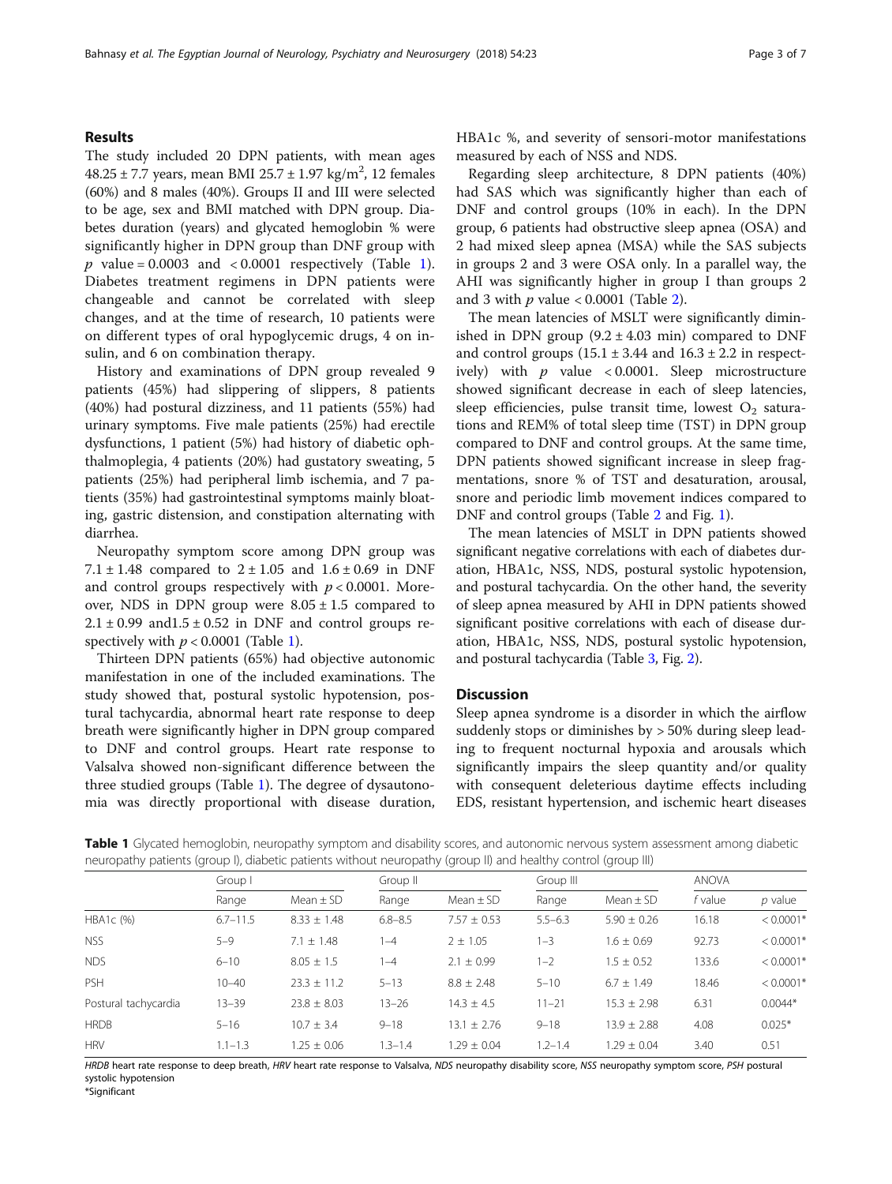## Results

The study included 20 DPN patients, with mean ages 48.25 ± 7.7 years, mean BMI 25.7 ± 1.97 kg/m$^2$, 12 females (60%) and 8 males (40%). Groups II and III were selected to be age, sex and BMI matched with DPN group. Diabetes duration (years) and glycated hemoglobin % were significantly higher in DPN group than DNF group with $p$ value = 0.0003 and < 0.0001 respectively (Table 1). Diabetes treatment regimens in DPN patients were changeable and cannot be correlated with sleep changes, and at the time of research, 10 patients were on different types of oral hypoglycemic drugs, 4 on insulin, and 6 on combination therapy.

History and examinations of DPN group revealed 9 patients (45%) had slippering of slippers, 8 patients (40%) had postural dizziness, and 11 patients (55%) had urinary symptoms. Five male patients (25%) had erectile dysfunctions, 1 patient (5%) had history of diabetic ophthalmoplegia, 4 patients (20%) had gustatory sweating, 5 patients (25%) had peripheral limb ischemia, and 7 patients (35%) had gastrointestinal symptoms mainly bloating, gastric distension, and constipation alternating with diarrhea.

Neuropathy symptom score among DPN group was 7.1 ± 1.48 compared to 2 ± 1.05 and 1.6 ± 0.69 in DNF and control groups respectively with $p < 0.0001$. Moreover, NDS in DPN group were 8.05 ± 1.5 compared to 2.1 ± 0.99 and1.5 ± 0.52 in DNF and control groups respectively with $p < 0.0001$ (Table 1).

Thirteen DPN patients (65%) had objective autonomic manifestation in one of the included examinations. The study showed that, postural systolic hypotension, postural tachycardia, abnormal heart rate response to deep breath were significantly higher in DPN group compared to DNF and control groups. Heart rate response to Valsalva showed non-significant difference between the three studied groups (Table 1). The degree of dysautonomia was directly proportional with disease duration, HBA1c %, and severity of sensori-motor manifestations measured by each of NSS and NDS.

Regarding sleep architecture, 8 DPN patients (40%) had SAS which was significantly higher than each of DNF and control groups (10% in each). In the DPN group, 6 patients had obstructive sleep apnea (OSA) and 2 had mixed sleep apnea (MSA) while the SAS subjects in groups 2 and 3 were OSA only. In a parallel way, the AHI was significantly higher in group I than groups 2 and 3 with $p$ value < 0.0001 (Table 2).

The mean latencies of MSLT were significantly diminished in DPN group (9.2 ± 4.03 min) compared to DNF and control groups (15.1 ± 3.44 and 16.3 ± 2.2 in respectively) with $p$ value < 0.0001. Sleep microstructure showed significant decrease in each of sleep latencies, sleep efficiencies, pulse transit time, lowest $O_2$ saturations and REM% of total sleep time (TST) in DPN group compared to DNF and control groups. At the same time, DPN patients showed significant increase in sleep fragmentations, snore % of TST and desaturation, arousal, snore and periodic limb movement indices compared to DNF and control groups (Table 2 and Fig. 1).

The mean latencies of MSLT in DPN patients showed significant negative correlations with each of diabetes duration, HBA1c, NSS, NDS, postural systolic hypotension, and postural tachycardia. On the other hand, the severity of sleep apnea measured by AHI in DPN patients showed significant positive correlations with each of disease duration, HBA1c, NSS, NDS, postural systolic hypotension, and postural tachycardia (Table 3, Fig. 2).

## Discussion

Sleep apnea syndrome is a disorder in which the airflow suddenly stops or diminishes by > 50% during sleep leading to frequent nocturnal hypoxia and arousals which significantly impairs the sleep quantity and/or quality with consequent deleterious daytime effects including EDS, resistant hypertension, and ischemic heart diseases

**Table 1** Glycated hemoglobin, neuropathy symptom and disability scores, and autonomic nervous system assessment among diabetic neuropathy patients (group I), diabetic patients without neuropathy (group II) and healthy control (group III)

| | Group I | | Group II | | Group III | | ANOVA | |
|---|---|---|---|---|---|---|---|---|
| | Range | Mean ± SD | Range | Mean ± SD | Range | Mean ± SD | *f* value | *p* value |
| HBA1c (%) | 6.7–11.5 | 8.33 ± 1.48 | 6.8–8.5 | 7.57 ± 0.53 | 5.5–6.3 | 5.90 ± 0.26 | 16.18 | < 0.0001* |
| NSS | 5–9 | 7.1 ± 1.48 | 1–4 | 2 ± 1.05 | 1–3 | 1.6 ± 0.69 | 92.73 | < 0.0001* |
| NDS | 6–10 | 8.05 ± 1.5 | 1–4 | 2.1 ± 0.99 | 1–2 | 1.5 ± 0.52 | 133.6 | < 0.0001* |
| PSH | 10–40 | 23.3 ± 11.2 | 5–13 | 8.8 ± 2.48 | 5–10 | 6.7 ± 1.49 | 18.46 | < 0.0001* |
| Postural tachycardia | 13–39 | 23.8 ± 8.03 | 13–26 | 14.3 ± 4.5 | 11–21 | 15.3 ± 2.98 | 6.31 | 0.0044* |
| HRDB | 5–16 | 10.7 ± 3.4 | 9–18 | 13.1 ± 2.76 | 9–18 | 13.9 ± 2.88 | 4.08 | 0.025* |
| HRV | 1.1–1.3 | 1.25 ± 0.06 | 1.3–1.4 | 1.29 ± 0.04 | 1.2–1.4 | 1.29 ± 0.04 | 3.40 | 0.51 |

*HRDB* heart rate response to deep breath, *HRV* heart rate response to Valsalva, *NDS* neuropathy disability score, *NSS* neuropathy symptom score, *PSH* postural systolic hypotension

*Significant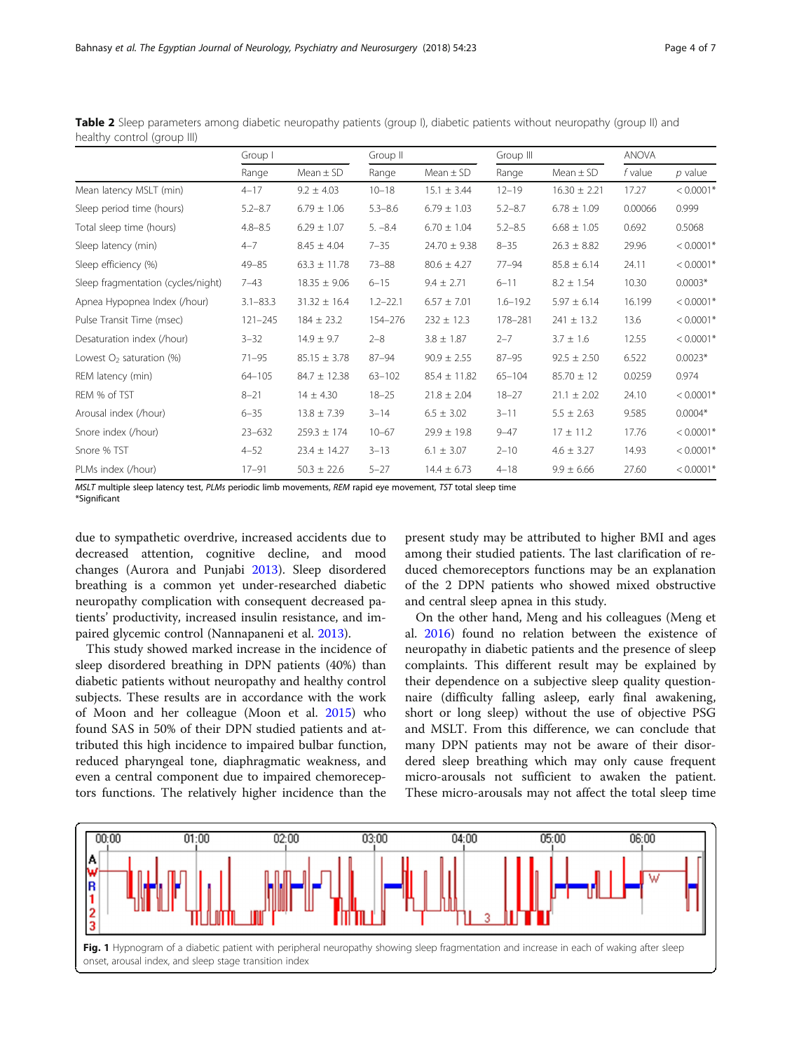**Table 2** Sleep parameters among diabetic neuropathy patients (group I), diabetic patients without neuropathy (group II) and healthy control (group III)

| | Group I | | Group II | | Group III | | ANOVA | |
|---|---|---|---|---|---|---|---|---|
| | Range | Mean ± SD | Range | Mean ± SD | Range | Mean ± SD | *f* value | *p* value |
| Mean latency MSLT (min) | 4–17 | 9.2 ± 4.03 | 10–18 | 15.1 ± 3.44 | 12–19 | 16.30 ± 2.21 | 17.27 | < 0.0001* |
| Sleep period time (hours) | 5.2–8.7 | 6.79 ± 1.06 | 5.3–8.6 | 6.79 ± 1.03 | 5.2–8.7 | 6.78 ± 1.09 | 0.00066 | 0.999 |
| Total sleep time (hours) | 4.8–8.5 | 6.29 ± 1.07 | 5. –8.4 | 6.70 ± 1.04 | 5.2–8.5 | 6.68 ± 1.05 | 0.692 | 0.5068 |
| Sleep latency (min) | 4–7 | 8.45 ± 4.04 | 7–35 | 24.70 ± 9.38 | 8–35 | 26.3 ± 8.82 | 29.96 | < 0.0001* |
| Sleep efficiency (%) | 49–85 | 63.3 ± 11.78 | 73–88 | 80.6 ± 4.27 | 77–94 | 85.8 ± 6.14 | 24.11 | < 0.0001* |
| Sleep fragmentation (cycles/night) | 7–43 | 18.35 ± 9.06 | 6–15 | 9.4 ± 2.71 | 6–11 | 8.2 ± 1.54 | 10.30 | 0.0003* |
| Apnea Hypopnea Index (/hour) | 3.1–83.3 | 31.32 ± 16.4 | 1.2–22.1 | 6.57 ± 7.01 | 1.6–19.2 | 5.97 ± 6.14 | 16.199 | < 0.0001* |
| Pulse Transit Time (msec) | 121–245 | 184 ± 23.2 | 154–276 | 232 ± 12.3 | 178–281 | 241 ± 13.2 | 13.6 | < 0.0001* |
| Desaturation index (/hour) | 3–32 | 14.9 ± 9.7 | 2–8 | 3.8 ± 1.87 | 2–7 | 3.7 ± 1.6 | 12.55 | < 0.0001* |
| Lowest $O_2$ saturation (%) | 71–95 | 85.15 ± 3.78 | 87–94 | 90.9 ± 2.55 | 87–95 | 92.5 ± 2.50 | 6.522 | 0.0023* |
| REM latency (min) | 64–105 | 84.7 ± 12.38 | 63–102 | 85.4 ± 11.82 | 65–104 | 85.70 ± 12 | 0.0259 | 0.974 |
| REM % of TST | 8–21 | 14 ± 4.30 | 18–25 | 21.8 ± 2.04 | 18–27 | 21.1 ± 2.02 | 24.10 | < 0.0001* |
| Arousal index (/hour) | 6–35 | 13.8 ± 7.39 | 3–14 | 6.5 ± 3.02 | 3–11 | 5.5 ± 2.63 | 9.585 | 0.0004* |
| Snore index (/hour) | 23–632 | 259.3 ± 174 | 10–67 | 29.9 ± 19.8 | 9–47 | 17 ± 11.2 | 17.76 | < 0.0001* |
| Snore % TST | 4–52 | 23.4 ± 14.27 | 3–13 | 6.1 ± 3.07 | 2–10 | 4.6 ± 3.27 | 14.93 | < 0.0001* |
| PLMs index (/hour) | 17–91 | 50.3 ± 22.6 | 5–27 | 14.4 ± 6.73 | 4–18 | 9.9 ± 6.66 | 27.60 | < 0.0001* |

*MSLT* multiple sleep latency test, *PLMs* periodic limb movements, *REM* rapid eye movement, *TST* total sleep time
*Significant

due to sympathetic overdrive, increased accidents due to decreased attention, cognitive decline, and mood changes (Aurora and Punjabi 2013). Sleep disordered breathing is a common yet under-researched diabetic neuropathy complication with consequent decreased patients' productivity, increased insulin resistance, and impaired glycemic control (Nannapaneni et al. 2013).

This study showed marked increase in the incidence of sleep disordered breathing in DPN patients (40%) than diabetic patients without neuropathy and healthy control subjects. These results are in accordance with the work of Moon and her colleague (Moon et al. 2015) who found SAS in 50% of their DPN studied patients and attributed this high incidence to impaired bulbar function, reduced pharyngeal tone, diaphragmatic weakness, and even a central component due to impaired chemoreceptors functions. The relatively higher incidence than the present study may be attributed to higher BMI and ages among their studied patients. The last clarification of reduced chemoreceptors functions may be an explanation of the 2 DPN patients who showed mixed obstructive and central sleep apnea in this study.

On the other hand, Meng and his colleagues (Meng et al. 2016) found no relation between the existence of neuropathy in diabetic patients and the presence of sleep complaints. This different result may be explained by their dependence on a subjective sleep quality questionnaire (difficulty falling asleep, early final awakening, short or long sleep) without the use of objective PSG and MSLT. From this difference, we can conclude that many DPN patients may not be aware of their disordered sleep breathing which may only cause frequent micro-arousals not sufficient to awaken the patient. These micro-arousals may not affect the total sleep time

**Fig. 1** Hypnogram of a diabetic patient with peripheral neuropathy showing sleep fragmentation and increase in each of waking after sleep onset, arousal index, and sleep stage transition index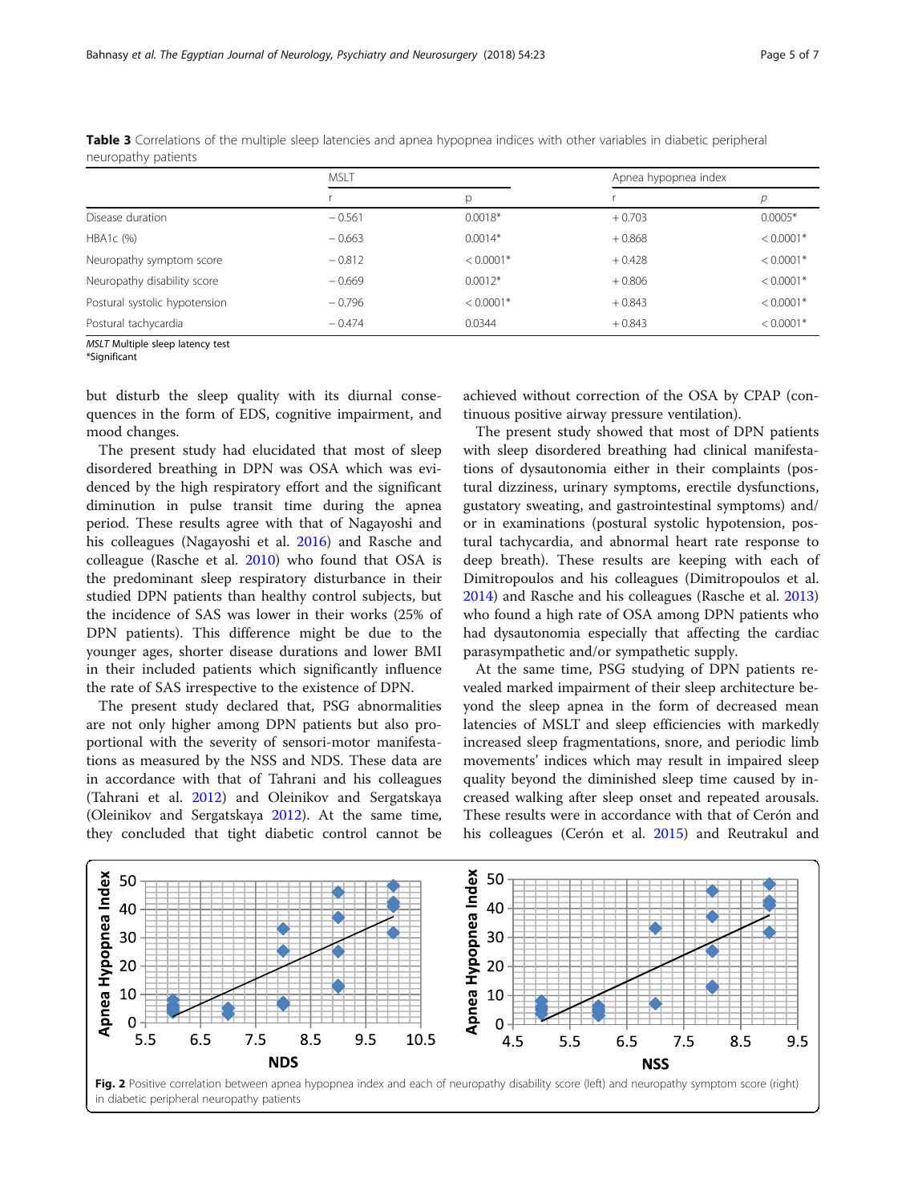**Table 3** Correlations of the multiple sleep latencies and apnea hypopnea indices with other variables in diabetic peripheral neuropathy patients

| | MSLT | | Apnea hypopnea index | |
|---|---|---|---|---|
| | r | p | r | *p* |
| Disease duration | − 0.561 | 0.0018* | + 0.703 | 0.0005* |
| HBA1c (%) | − 0.663 | 0.0014* | + 0.868 | < 0.0001* |
| Neuropathy symptom score | − 0.812 | < 0.0001* | + 0.428 | < 0.0001* |
| Neuropathy disability score | − 0.669 | 0.0012* | + 0.806 | < 0.0001* |
| Postural systolic hypotension | − 0.796 | < 0.0001* | + 0.843 | < 0.0001* |
| Postural tachycardia | − 0.474 | 0.0344 | + 0.843 | < 0.0001* |

*MSLT* Multiple sleep latency test
*Significant

but disturb the sleep quality with its diurnal consequences in the form of EDS, cognitive impairment, and mood changes.

The present study had elucidated that most of sleep disordered breathing in DPN was OSA which was evidenced by the high respiratory effort and the significant diminution in pulse transit time during the apnea period. These results agree with that of Nagayoshi and his colleagues (Nagayoshi et al. 2016) and Rasche and colleague (Rasche et al. 2010) who found that OSA is the predominant sleep respiratory disturbance in their studied DPN patients than healthy control subjects, but the incidence of SAS was lower in their works (25% of DPN patients). This difference might be due to the younger ages, shorter disease durations and lower BMI in their included patients which significantly influence the rate of SAS irrespective to the existence of DPN.

The present study declared that, PSG abnormalities are not only higher among DPN patients but also proportional with the severity of sensori-motor manifestations as measured by the NSS and NDS. These data are in accordance with that of Tahrani and his colleagues (Tahrani et al. 2012) and Oleinikov and Sergatskaya (Oleinikov and Sergatskaya 2012). At the same time, they concluded that tight diabetic control cannot be achieved without correction of the OSA by CPAP (continuous positive airway pressure ventilation).

The present study showed that most of DPN patients with sleep disordered breathing had clinical manifestations of dysautonomia either in their complaints (postural dizziness, urinary symptoms, erectile dysfunctions, gustatory sweating, and gastrointestinal symptoms) and/or in examinations (postural systolic hypotension, postural tachycardia, and abnormal heart rate response to deep breath). These results are keeping with each of Dimitropoulos and his colleagues (Dimitropoulos et al. 2014) and Rasche and his colleagues (Rasche et al. 2013) who found a high rate of OSA among DPN patients who had dysautonomia especially that affecting the cardiac parasympathetic and/or sympathetic supply.

At the same time, PSG studying of DPN patients revealed marked impairment of their sleep architecture beyond the sleep apnea in the form of decreased mean latencies of MSLT and sleep efficiencies with markedly increased sleep fragmentations, snore, and periodic limb movements' indices which may result in impaired sleep quality beyond the diminished sleep time caused by increased walking after sleep onset and repeated arousals. These results were in accordance with that of Cerón and his colleagues (Cerón et al. 2015) and Reutrakul and

**Fig. 2** Positive correlation between apnea hypopnea index and each of neuropathy disability score (left) and neuropathy symptom score (right) in diabetic peripheral neuropathy patients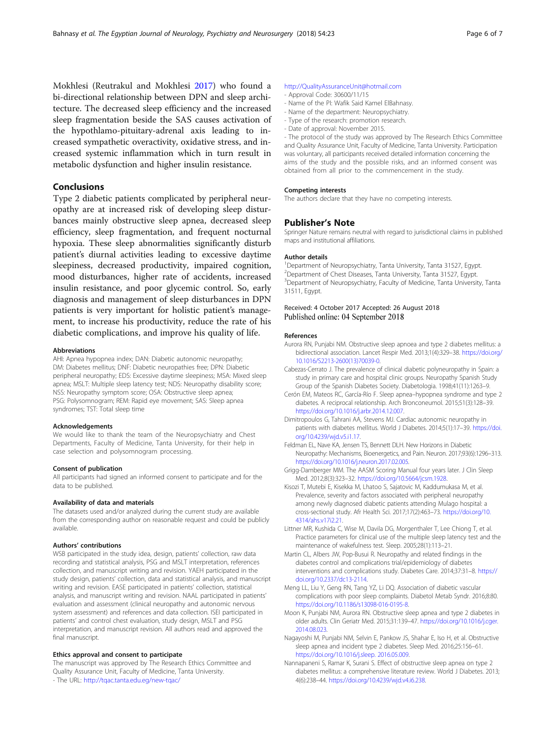Mokhlesi (Reutrakul and Mokhlesi 2017) who found a bi-directional relationship between DPN and sleep architecture. The decreased sleep efficiency and the increased sleep fragmentation beside the SAS causes activation of the hypothlamo-pituitary-adrenal axis leading to increased sympathetic overactivity, oxidative stress, and increased systemic inflammation which in turn result in metabolic dysfunction and higher insulin resistance.

## Conclusions

Type 2 diabetic patients complicated by peripheral neuropathy are at increased risk of developing sleep disturbances mainly obstructive sleep apnea, decreased sleep efficiency, sleep fragmentation, and frequent nocturnal hypoxia. These sleep abnormalities significantly disturb patient's diurnal activities leading to excessive daytime sleepiness, decreased productivity, impaired cognition, mood disturbances, higher rate of accidents, increased insulin resistance, and poor glycemic control. So, early diagnosis and management of sleep disturbances in DPN patients is very important for holistic patient's management, to increase his productivity, reduce the rate of his diabetic complications, and improve his quality of life.

### Abbreviations

AHI: Apnea hypopnea index; DAN: Diabetic autonomic neuropathy; DM: Diabetes mellitus; DNF: Diabetic neuropathies free; DPN: Diabetic peripheral neuropathy; EDS: Excessive daytime sleepiness; MSA: Mixed sleep apnea; MSLT: Multiple sleep latency test; NDS: Neuropathy disability score; NSS: Neuropathy symptom score; OSA: Obstructive sleep apnea; PSG: Polysomnogram; REM: Rapid eye movement; SAS: Sleep apnea syndromes; TST: Total sleep time

### Acknowledgements

We would like to thank the team of the Neuropsychiatry and Chest Departments, Faculty of Medicine, Tanta University, for their help in case selection and polysomnogram processing.

### Consent of publication

All participants had signed an informed consent to participate and for the data to be published.

### Availability of data and materials

The datasets used and/or analyzed during the current study are available from the corresponding author on reasonable request and could be publicly available.

### Authors' contributions

WSB participated in the study idea, design, patients' collection, raw data recording and statistical analysis, PSG and MSLT interpretation, references collection, and manuscript writing and revision. YAEH participated in the study design, patients' collection, data and statistical analysis, and manuscript writing and revision. EASE participated in patients' collection, statistical analysis, and manuscript writing and revision. NAAL participated in patients' evaluation and assessment (clinical neuropathy and autonomic nervous system assessment) and references and data collection. ISEI participated in patients' and control chest evaluation, study design, MSLT and PSG interpretation, and manuscript revision. All authors read and approved the final manuscript.

### Ethics approval and consent to participate

The manuscript was approved by The Research Ethics Committee and Quality Assurance Unit, Faculty of Medicine, Tanta University.
- The URL: http://tqac.tanta.edu.eg/new-tqac/
http://QualityAssuranceUnit@hotmail.com
- Approval Code: 30600/11/15
- Name of the PI: Wafik Said Kamel ElBahnasy.
- Name of the department: Neuropsychiatry.
- Type of the research: promotion research.
- Date of approval: November 2015.
- The protocol of the study was approved by The Research Ethics Committee and Quality Assurance Unit, Faculty of Medicine, Tanta University. Participation was voluntary, all participants received detailed information concerning the aims of the study and the possible risks, and an informed consent was obtained from all prior to the commencement in the study.

### Competing interests

The authors declare that they have no competing interests.

## Publisher's Note

Springer Nature remains neutral with regard to jurisdictional claims in published maps and institutional affiliations.

### Author details

[1]Department of Neuropsychiatry, Tanta University, Tanta 31527, Egypt. [2]Department of Chest Diseases, Tanta University, Tanta 31527, Egypt. [3]Department of Neuropsychiatry, Faculty of Medicine, Tanta University, Tanta 31511, Egypt.

Received: 4 October 2017 Accepted: 26 August 2018
Published online: 04 September 2018

### References

Aurora RN, Punjabi NM. Obstructive sleep apnoea and type 2 diabetes mellitus: a bidirectional association. Lancet Respir Med. 2013;1(4):329–38. https://doi.org/10.1016/S2213-2600(13)70039-0.

Cabezas-Cerrato J. The prevalence of clinical diabetic polyneuropathy in Spain: a study in primary care and hospital clinic groups. Neuropathy Spanish Study Group of the Spanish Diabetes Society. Diabetologia. 1998;41(11):1263–9.

Cerón EM, Mateos RC, García-Río F. Sleep apnea–hypopnea syndrome and type 2 diabetes. A reciprocal relationship. Arch Bronconeumol. 2015;51(3):128–39. https://doi.org/10.1016/j.arbr.2014.12.007.

Dimitropoulos G, Tahrani AA, Stevens MJ. Cardiac autonomic neuropathy in patients with diabetes mellitus. World J Diabetes. 2014;5(1):17–39. https://doi.org/10.4239/wjd.v5.i1.17.

Feldman EL, Nave KA, Jensen TS, Bennett DLH. New Horizons in Diabetic Neuropathy: Mechanisms, Bioenergetics, and Pain. Neuron. 2017;93(6):1296–313. https://doi.org/10.1016/j.neuron.2017.02.005.

Grigg-Damberger MM. The AASM Scoring Manual four years later. J Clin Sleep Med. 2012;8(3):323–32. https://doi.org/10.5664/jcsm.1928.

Kisozi T, Mutebi E, Kisekka M, Lhatoo S, Sajatovic M, Kaddumukasa M, et al. Prevalence, severity and factors associated with peripheral neuropathy among newly diagnosed diabetic patients attending Mulago hospital: a cross-sectional study. Afr Health Sci. 2017;17(2):463–73. https://doi.org/10.4314/ahs.v17i2.21.

Littner MR, Kushida C, Wise M, Davila DG, Morgenthaler T, Lee Chiong T, et al. Practice parameters for clinical use of the multiple sleep latency test and the maintenance of wakefulness test. Sleep. 2005;28(1):113–21.

Martin CL, Albers JW, Pop-Busui R. Neuropathy and related findings in the diabetes control and complications trial/epidemiology of diabetes interventions and complications study. Diabetes Care. 2014;37:31–8. https://doi.org/10.2337/dc13-2114.

Meng LL, Liu Y, Geng RN, Tang YZ, Li DQ. Association of diabetic vascular complications with poor sleep complaints. Diabetol Metab Syndr. 2016;8:80. https://doi.org/10.1186/s13098-016-0195-8.

Moon K, Punjabi NM, Aurora RN. Obstructive sleep apnea and type 2 diabetes in older adults. Clin Geriatr Med. 2015;31:139–47. https://doi.org/10.1016/j.cger.2014.08.023.

Nagayoshi M, Punjabi NM, Selvin E, Pankow JS, Shahar E, Iso H, et al. Obstructive sleep apnea and incident type 2 diabetes. Sleep Med. 2016;25:156–61. https://doi.org/10.1016/j.sleep. 2016.05.009.

Nannapaneni S, Ramar K, Surani S. Effect of obstructive sleep apnea on type 2 diabetes mellitus: a comprehensive literature review. World J Diabetes. 2013;4(6):238–44. https://doi.org/10.4239/wjd.v4.i6.238.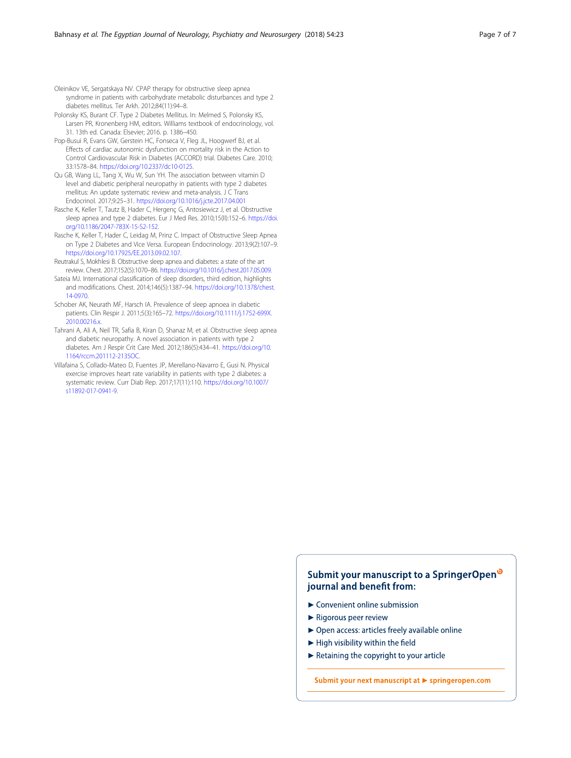Oleinikov VE, Sergatskaya NV. CPAP therapy for obstructive sleep apnea syndrome in patients with carbohydrate metabolic disturbances and type 2 diabetes mellitus. Ter Arkh. 2012;84(11):94–8.

Polonsky KS, Burant CF. Type 2 Diabetes Mellitus. In: Melmed S, Polonsky KS, Larsen PR, Kronenberg HM, editors. Williams textbook of endocrinology, vol. 31. 13th ed. Canada: Elsevier; 2016. p. 1386–450.

Pop-Busui R, Evans GW, Gerstein HC, Fonseca V, Fleg JL, Hoogwerf BJ, et al. Effects of cardiac autonomic dysfunction on mortality risk in the Action to Control Cardiovascular Risk in Diabetes (ACCORD) trial. Diabetes Care. 2010; 33:1578–84. https://doi.org/10.2337/dc10-0125.

Qu GB, Wang LL, Tang X, Wu W, Sun YH. The association between vitamin D level and diabetic peripheral neuropathy in patients with type 2 diabetes mellitus: An update systematic review and meta-analysis. J C Trans Endocrinol. 2017;9:25–31. https://doi.org/10.1016/j.jcte.2017.04.001

Rasche K, Keller T, Tautz B, Hader C, Hergenç G, Antosiewicz J, et al. Obstructive sleep apnea and type 2 diabetes. Eur J Med Res. 2010;15(II):152–6. https://doi.org/10.1186/2047-783X-15-S2-152.

Rasche K, Keller T, Hader C, Leidag M, Prinz C. Impact of Obstructive Sleep Apnea on Type 2 Diabetes and Vice Versa. European Endocrinology. 2013;9(2):107–9. https://doi.org/10.17925/EE.2013.09.02.107.

Reutrakul S, Mokhlesi B. Obstructive sleep apnea and diabetes: a state of the art review. Chest. 2017;152(5):1070–86. https://doi.org/10.1016/j.chest.2017.05.009.

Sateia MJ. International classification of sleep disorders, third edition, highlights and modifications. Chest. 2014;146(5):1387–94. https://doi.org/10.1378/chest.14-0970.

Schober AK, Neurath MF, Harsch IA. Prevalence of sleep apnoea in diabetic patients. Clin Respir J. 2011;5(3):165–72. https://doi.org/10.1111/j.1752-699X.2010.00216.x.

Tahrani A, Ali A, Neil TR, Safia B, Kiran D, Shanaz M, et al. Obstructive sleep apnea and diabetic neuropathy. A novel association in patients with type 2 diabetes. Am J Respir Crit Care Med. 2012;186(5):434–41. https://doi.org/10.1164/rccm.201112-2135OC.

Villafaina S, Collado-Mateo D, Fuentes JP, Merellano-Navarro E, Gusi N. Physical exercise improves heart rate variability in patients with type 2 diabetes: a systematic review. Curr Diab Rep. 2017;17(11):110. https://doi.org/10.1007/s11892-017-0941-9.